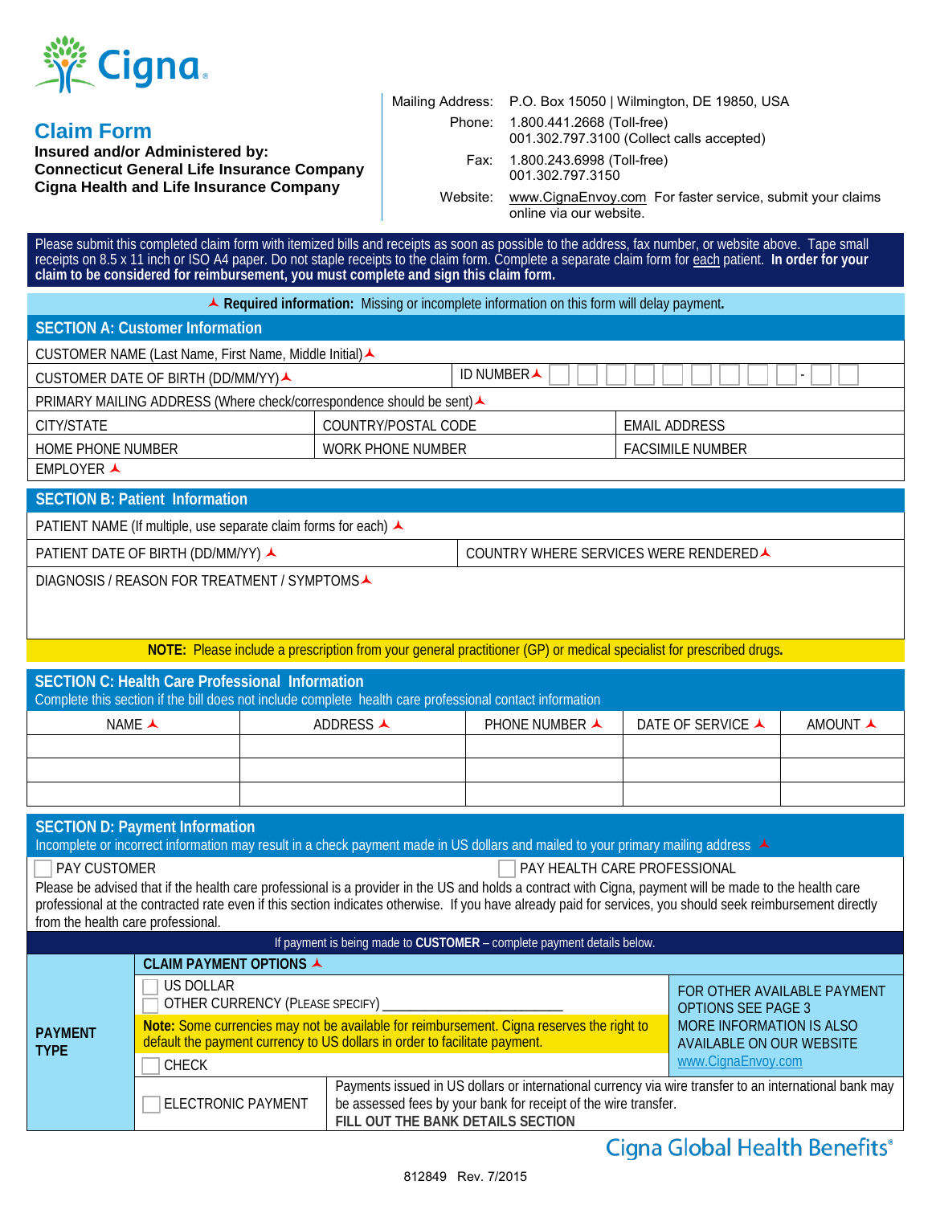Cigna

# Claim Form

**Insured and/or Administered by:**
**Connecticut General Life Insurance Company**
**Cigna Health and Life Insurance Company**

Mailing Address: P.O. Box 15050 | Wilmington, DE 19850, USA
Phone: 1.800.441.2668 (Toll-free)
001.302.797.3100 (Collect calls accepted)
Fax: 1.800.243.6998 (Toll-free)
001.302.797.3150
Website: www.CignaEnvoy.com For faster service, submit your claims online via our website.

Please submit this completed claim form with itemized bills and receipts as soon as possible to the address, fax number, or website above. Tape small receipts on 8.5 x 11 inch or ISO A4 paper. Do not staple receipts to the claim form. Complete a separate claim form for each patient. **In order for your claim to be considered for reimbursement, you must complete and sign this claim form.**

▲ **Required information:** Missing or incomplete information on this form will delay payment.

## SECTION A: Customer Information

| | | |
|---|---|---|
| CUSTOMER NAME (Last Name, First Name, Middle Initial) ▲ | | |
| CUSTOMER DATE OF BIRTH (DD/MM/YY) ▲ | ID NUMBER ▲ _ _ _ _ _ _ _ _ _ - _ _ | |
| PRIMARY MAILING ADDRESS (Where check/correspondence should be sent) ▲ | | |
| CITY/STATE | COUNTRY/POSTAL CODE | EMAIL ADDRESS |
| HOME PHONE NUMBER | WORK PHONE NUMBER | FACSIMILE NUMBER |
| EMPLOYER ▲ | | |

## SECTION B: Patient Information

| | |
|---|---|
| PATIENT NAME (If multiple, use separate claim forms for each) ▲ | |
| PATIENT DATE OF BIRTH (DD/MM/YY) ▲ | COUNTRY WHERE SERVICES WERE RENDERED ▲ |
| DIAGNOSIS / REASON FOR TREATMENT / SYMPTOMS ▲ | |

**NOTE:** Please include a prescription from your general practitioner (GP) or medical specialist for prescribed drugs.

## SECTION C: Health Care Professional Information

Complete this section if the bill does not include complete health care professional contact information

| NAME ▲ | ADDRESS ▲ | PHONE NUMBER ▲ | DATE OF SERVICE ▲ | AMOUNT ▲ |
|---|---|---|---|---|
| | | | | |
| | | | | |
| | | | | |

## SECTION D: Payment Information

Incomplete or incorrect information may result in a check payment made in US dollars and mailed to your primary mailing address ▲

☐ PAY CUSTOMER ☐ PAY HEALTH CARE PROFESSIONAL

Please be advised that if the health care professional is a provider in the US and holds a contract with Cigna, payment will be made to the health care professional at the contracted rate even if this section indicates otherwise. If you have already paid for services, you should seek reimbursement directly from the health care professional.

If payment is being made to **CUSTOMER** – complete payment details below.

| | | |
|---|---|---|
| **PAYMENT TYPE** | **CLAIM PAYMENT OPTIONS ▲** | |
| | ☐ US DOLLAR<br>☐ OTHER CURRENCY (PLEASE SPECIFY) ________________________ | FOR OTHER AVAILABLE PAYMENT OPTIONS SEE PAGE 3<br>MORE INFORMATION IS ALSO AVAILABLE ON OUR WEBSITE<br>www.CignaEnvoy.com |
| | **Note:** Some currencies may not be available for reimbursement. Cigna reserves the right to default the payment currency to US dollars in order to facilitate payment. | |
| | ☐ CHECK | |
| | ☐ ELECTRONIC PAYMENT | Payments issued in US dollars or international currency via wire transfer to an international bank may be assessed fees by your bank for receipt of the wire transfer.<br>**FILL OUT THE BANK DETAILS SECTION** |

Cigna Global Health Benefits®

812849 Rev. 7/2015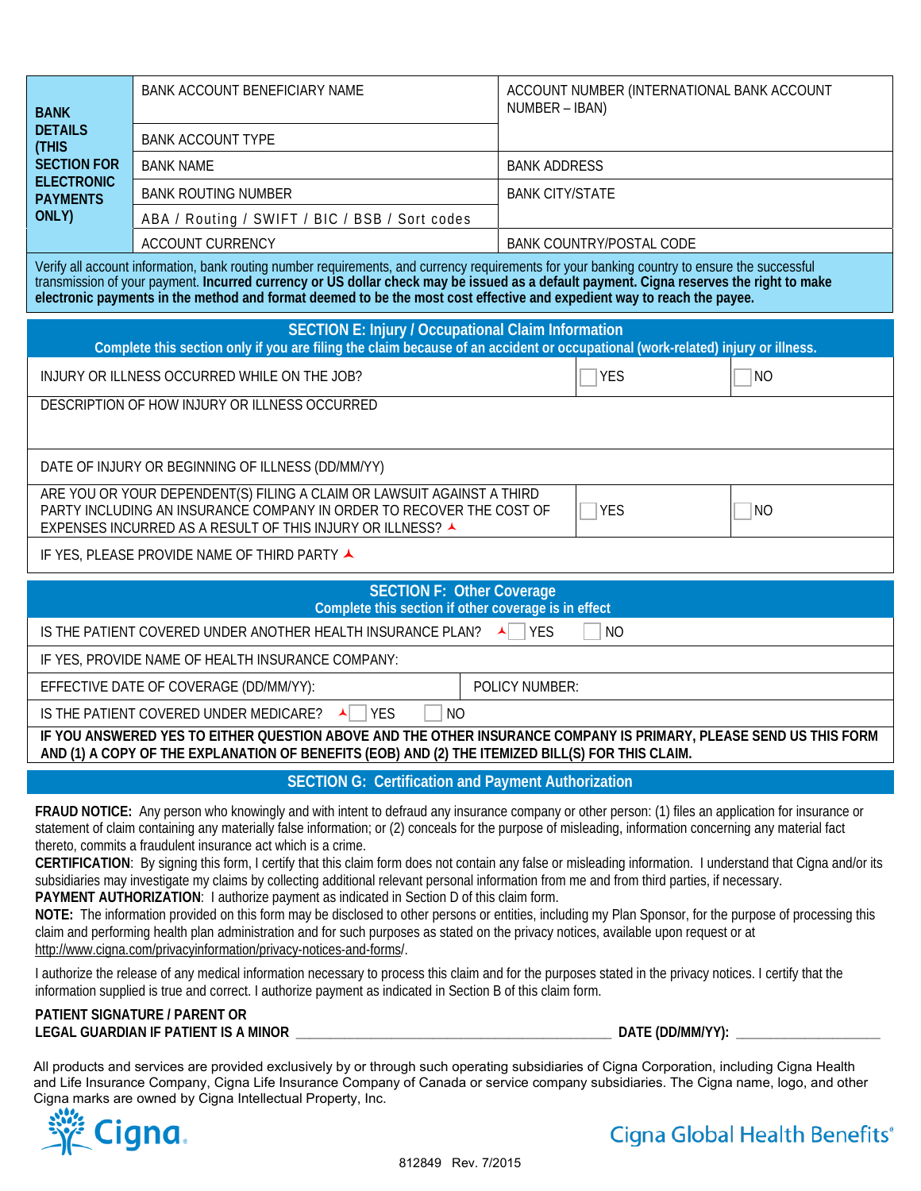| BANK DETAILS (THIS SECTION FOR ELECTRONIC PAYMENTS ONLY) | BANK ACCOUNT BENEFICIARY NAME | ACCOUNT NUMBER (INTERNATIONAL BANK ACCOUNT NUMBER – IBAN) |
|---|---|---|
| | BANK ACCOUNT TYPE | |
| | BANK NAME | BANK ADDRESS |
| | BANK ROUTING NUMBER | BANK CITY/STATE |
| | ABA / Routing / SWIFT / BIC / BSB / Sort codes | |
| | ACCOUNT CURRENCY | BANK COUNTRY/POSTAL CODE |

Verify all account information, bank routing number requirements, and currency requirements for your banking country to ensure the successful transmission of your payment. **Incurred currency or US dollar check may be issued as a default payment. Cigna reserves the right to make electronic payments in the method and format deemed to be the most cost effective and expedient way to reach the payee.**

## SECTION E: Injury / Occupational Claim Information

**Complete this section only if you are filing the claim because of an accident or occupational (work-related) injury or illness.**

| | | |
|---|---|---|
| INJURY OR ILLNESS OCCURRED WHILE ON THE JOB? | ☐ YES | ☐ NO |
| DESCRIPTION OF HOW INJURY OR ILLNESS OCCURRED | | |
| DATE OF INJURY OR BEGINNING OF ILLNESS (DD/MM/YY) | | |
| ARE YOU OR YOUR DEPENDENT(S) FILING A CLAIM OR LAWSUIT AGAINST A THIRD PARTY INCLUDING AN INSURANCE COMPANY IN ORDER TO RECOVER THE COST OF EXPENSES INCURRED AS A RESULT OF THIS INJURY OR ILLNESS? | ☐ YES | ☐ NO |
| IF YES, PLEASE PROVIDE NAME OF THIRD PARTY | | |

## SECTION F: Other Coverage

**Complete this section if other coverage is in effect**

| | |
|---|---|
| IS THE PATIENT COVERED UNDER ANOTHER HEALTH INSURANCE PLAN? ☐ YES ☐ NO | |
| IF YES, PROVIDE NAME OF HEALTH INSURANCE COMPANY: | |
| EFFECTIVE DATE OF COVERAGE (DD/MM/YY): | POLICY NUMBER: |
| IS THE PATIENT COVERED UNDER MEDICARE? ☐ YES ☐ NO | |

**IF YOU ANSWERED YES TO EITHER QUESTION ABOVE AND THE OTHER INSURANCE COMPANY IS PRIMARY, PLEASE SEND US THIS FORM AND (1) A COPY OF THE EXPLANATION OF BENEFITS (EOB) AND (2) THE ITEMIZED BILL(S) FOR THIS CLAIM.**

## SECTION G: Certification and Payment Authorization

**FRAUD NOTICE:** Any person who knowingly and with intent to defraud any insurance company or other person: (1) files an application for insurance or statement of claim containing any materially false information; or (2) conceals for the purpose of misleading, information concerning any material fact thereto, commits a fraudulent insurance act which is a crime.

**CERTIFICATION**: By signing this form, I certify that this claim form does not contain any false or misleading information. I understand that Cigna and/or its subsidiaries may investigate my claims by collecting additional relevant personal information from me and from third parties, if necessary.

**PAYMENT AUTHORIZATION**: I authorize payment as indicated in Section D of this claim form.

**NOTE:** The information provided on this form may be disclosed to other persons or entities, including my Plan Sponsor, for the purpose of processing this claim and performing health plan administration and for such purposes as stated on the privacy notices, available upon request or at http://www.cigna.com/privacyinformation/privacy-notices-and-forms/.

I authorize the release of any medical information necessary to process this claim and for the purposes stated in the privacy notices. I certify that the information supplied is true and correct. I authorize payment as indicated in Section B of this claim form.

**PATIENT SIGNATURE / PARENT OR LEGAL GUARDIAN IF PATIENT IS A MINOR** ______________________________ **DATE (DD/MM/YY):** ______________

All products and services are provided exclusively by or through such operating subsidiaries of Cigna Corporation, including Cigna Health and Life Insurance Company, Cigna Life Insurance Company of Canada or service company subsidiaries. The Cigna name, logo, and other Cigna marks are owned by Cigna Intellectual Property, Inc.

Cigna | Cigna Global Health Benefits®

812849 Rev. 7/2015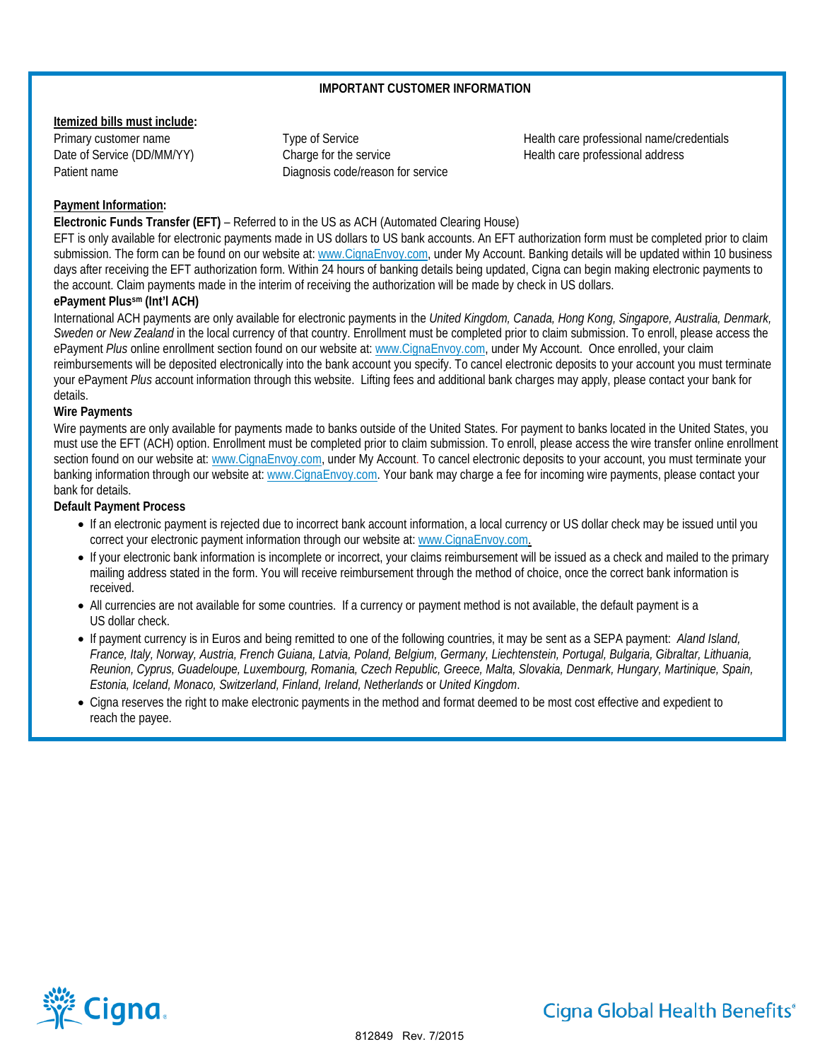## IMPORTANT CUSTOMER INFORMATION

**Itemized bills must include:**

Primary customer name
Date of Service (DD/MM/YY)
Patient name
Type of Service
Charge for the service
Diagnosis code/reason for service
Health care professional name/credentials
Health care professional address

**Payment Information:**

**Electronic Funds Transfer (EFT)** – Referred to in the US as ACH (Automated Clearing House)

EFT is only available for electronic payments made in US dollars to US bank accounts. An EFT authorization form must be completed prior to claim submission. The form can be found on our website at: www.CignaEnvoy.com, under My Account. Banking details will be updated within 10 business days after receiving the EFT authorization form. Within 24 hours of banking details being updated, Cigna can begin making electronic payments to the account. Claim payments made in the interim of receiving the authorization will be made by check in US dollars.

**ePayment Plus[sm] (Int'l ACH)**

International ACH payments are only available for electronic payments in the *United Kingdom, Canada, Hong Kong, Singapore, Australia, Denmark, Sweden or New Zealand* in the local currency of that country. Enrollment must be completed prior to claim submission. To enroll, please access the ePayment *Plus* online enrollment section found on our website at: www.CignaEnvoy.com, under My Account. Once enrolled, your claim reimbursements will be deposited electronically into the bank account you specify. To cancel electronic deposits to your account you must terminate your ePayment *Plus* account information through this website. Lifting fees and additional bank charges may apply, please contact your bank for details.

**Wire Payments**

Wire payments are only available for payments made to banks outside of the United States. For payment to banks located in the United States, you must use the EFT (ACH) option. Enrollment must be completed prior to claim submission. To enroll, please access the wire transfer online enrollment section found on our website at: www.CignaEnvoy.com, under My Account. To cancel electronic deposits to your account, you must terminate your banking information through our website at: www.CignaEnvoy.com. Your bank may charge a fee for incoming wire payments, please contact your bank for details.

**Default Payment Process**

- If an electronic payment is rejected due to incorrect bank account information, a local currency or US dollar check may be issued until you correct your electronic payment information through our website at: www.CignaEnvoy.com.
- If your electronic bank information is incomplete or incorrect, your claims reimbursement will be issued as a check and mailed to the primary mailing address stated in the form. You will receive reimbursement through the method of choice, once the correct bank information is received.
- All currencies are not available for some countries. If a currency or payment method is not available, the default payment is a US dollar check.
- If payment currency is in Euros and being remitted to one of the following countries, it may be sent as a SEPA payment: *Aland Island, France, Italy, Norway, Austria, French Guiana, Latvia, Poland, Belgium, Germany, Liechtenstein, Portugal, Bulgaria, Gibraltar, Lithuania, Reunion, Cyprus, Guadeloupe, Luxembourg, Romania, Czech Republic, Greece, Malta, Slovakia, Denmark, Hungary, Martinique, Spain, Estonia, Iceland, Monaco, Switzerland, Finland, Ireland, Netherlands* or *United Kingdom*.
- Cigna reserves the right to make electronic payments in the method and format deemed to be most cost effective and expedient to reach the payee.

Cigna

Cigna Global Health Benefits®

812849 Rev. 7/2015